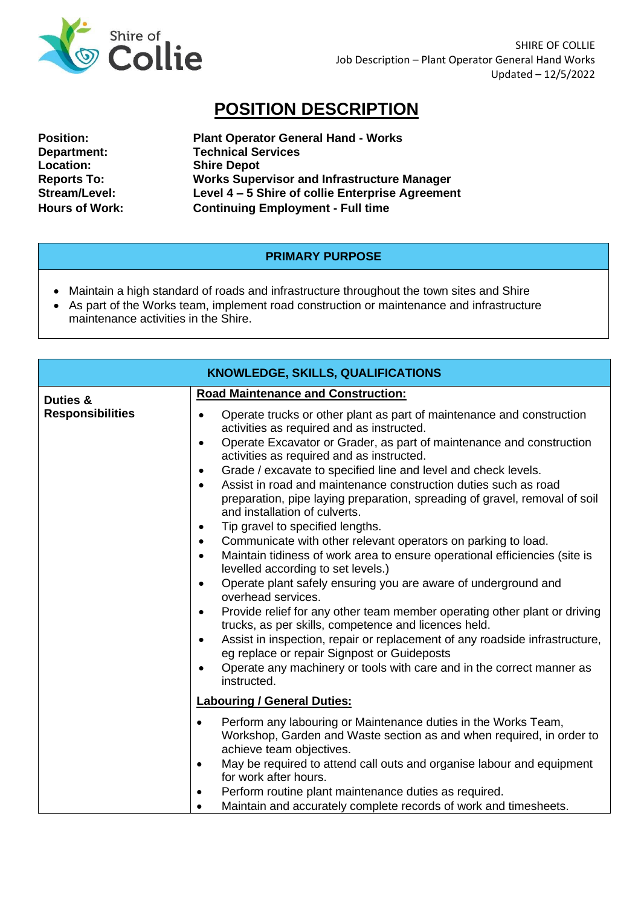# POSITION DESCRIPTION

| | |
|---|---|
| **Position:** | **Plant Operator General Hand - Works** |
| **Department:** | **Technical Services** |
| **Location:** | **Shire Depot** |
| **Reports To:** | **Works Supervisor and Infrastructure Manager** |
| **Stream/Level:** | **Level 4 – 5 Shire of collie Enterprise Agreement** |
| **Hours of Work:** | **Continuing Employment - Full time** |

## PRIMARY PURPOSE

- Maintain a high standard of roads and infrastructure throughout the town sites and Shire
- As part of the Works team, implement road construction or maintenance and infrastructure maintenance activities in the Shire.

## KNOWLEDGE, SKILLS, QUALIFICATIONS

| | |
|---|---|
| **Duties & Responsibilities** | **Road Maintenance and Construction:**<br>• Operate trucks or other plant as part of maintenance and construction activities as required and as instructed.<br>• Operate Excavator or Grader, as part of maintenance and construction activities as required and as instructed.<br>• Grade / excavate to specified line and level and check levels.<br>• Assist in road and maintenance construction duties such as road preparation, pipe laying preparation, spreading of gravel, removal of soil and installation of culverts.<br>• Tip gravel to specified lengths.<br>• Communicate with other relevant operators on parking to load.<br>• Maintain tidiness of work area to ensure operational efficiencies (site is levelled according to set levels.)<br>• Operate plant safely ensuring you are aware of underground and overhead services.<br>• Provide relief for any other team member operating other plant or driving trucks, as per skills, competence and licences held.<br>• Assist in inspection, repair or replacement of any roadside infrastructure, eg replace or repair Signpost or Guideposts<br>• Operate any machinery or tools with care and in the correct manner as instructed.<br>**Labouring / General Duties:**<br>• Perform any labouring or Maintenance duties in the Works Team, Workshop, Garden and Waste section as and when required, in order to achieve team objectives.<br>• May be required to attend call outs and organise labour and equipment for work after hours.<br>• Perform routine plant maintenance duties as required.<br>• Maintain and accurately complete records of work and timesheets. |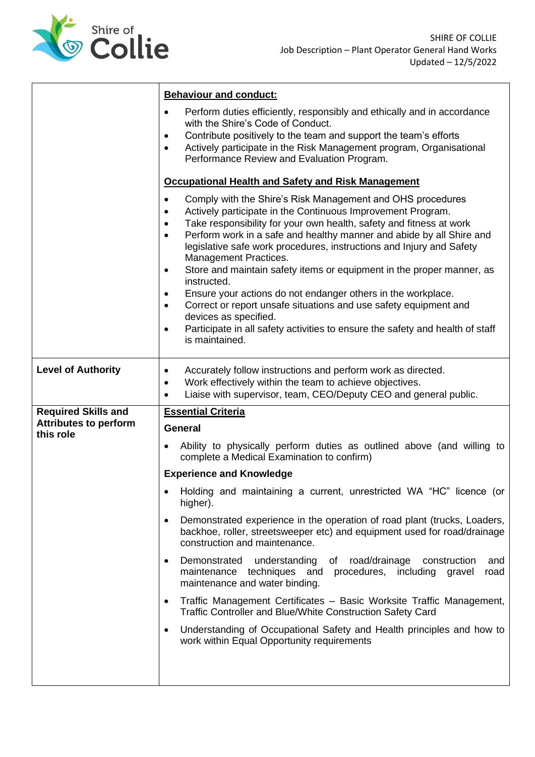| | |
|---|---|
| | **Behaviour and conduct:**<br>• Perform duties efficiently, responsibly and ethically and in accordance with the Shire's Code of Conduct.<br>• Contribute positively to the team and support the team's efforts<br>• Actively participate in the Risk Management program, Organisational Performance Review and Evaluation Program.<br><br>**Occupational Health and Safety and Risk Management**<br>• Comply with the Shire's Risk Management and OHS procedures<br>• Actively participate in the Continuous Improvement Program.<br>• Take responsibility for your own health, safety and fitness at work<br>• Perform work in a safe and healthy manner and abide by all Shire and legislative safe work procedures, instructions and Injury and Safety Management Practices.<br>• Store and maintain safety items or equipment in the proper manner, as instructed.<br>• Ensure your actions do not endanger others in the workplace.<br>• Correct or report unsafe situations and use safety equipment and devices as specified.<br>• Participate in all safety activities to ensure the safety and health of staff is maintained. |
| **Level of Authority** | • Accurately follow instructions and perform work as directed.<br>• Work effectively within the team to achieve objectives.<br>• Liaise with supervisor, team, CEO/Deputy CEO and general public. |
| **Required Skills and Attributes to perform this role** | **Essential Criteria**<br>**General**<br>• Ability to physically perform duties as outlined above (and willing to complete a Medical Examination to confirm)<br>**Experience and Knowledge**<br>• Holding and maintaining a current, unrestricted WA "HC" licence (or higher).<br>• Demonstrated experience in the operation of road plant (trucks, Loaders, backhoe, roller, streetsweeper etc) and equipment used for road/drainage construction and maintenance.<br>• Demonstrated understanding of road/drainage construction and maintenance techniques and procedures, including gravel road maintenance and water binding.<br>• Traffic Management Certificates – Basic Worksite Traffic Management, Traffic Controller and Blue/White Construction Safety Card<br>• Understanding of Occupational Safety and Health principles and how to work within Equal Opportunity requirements |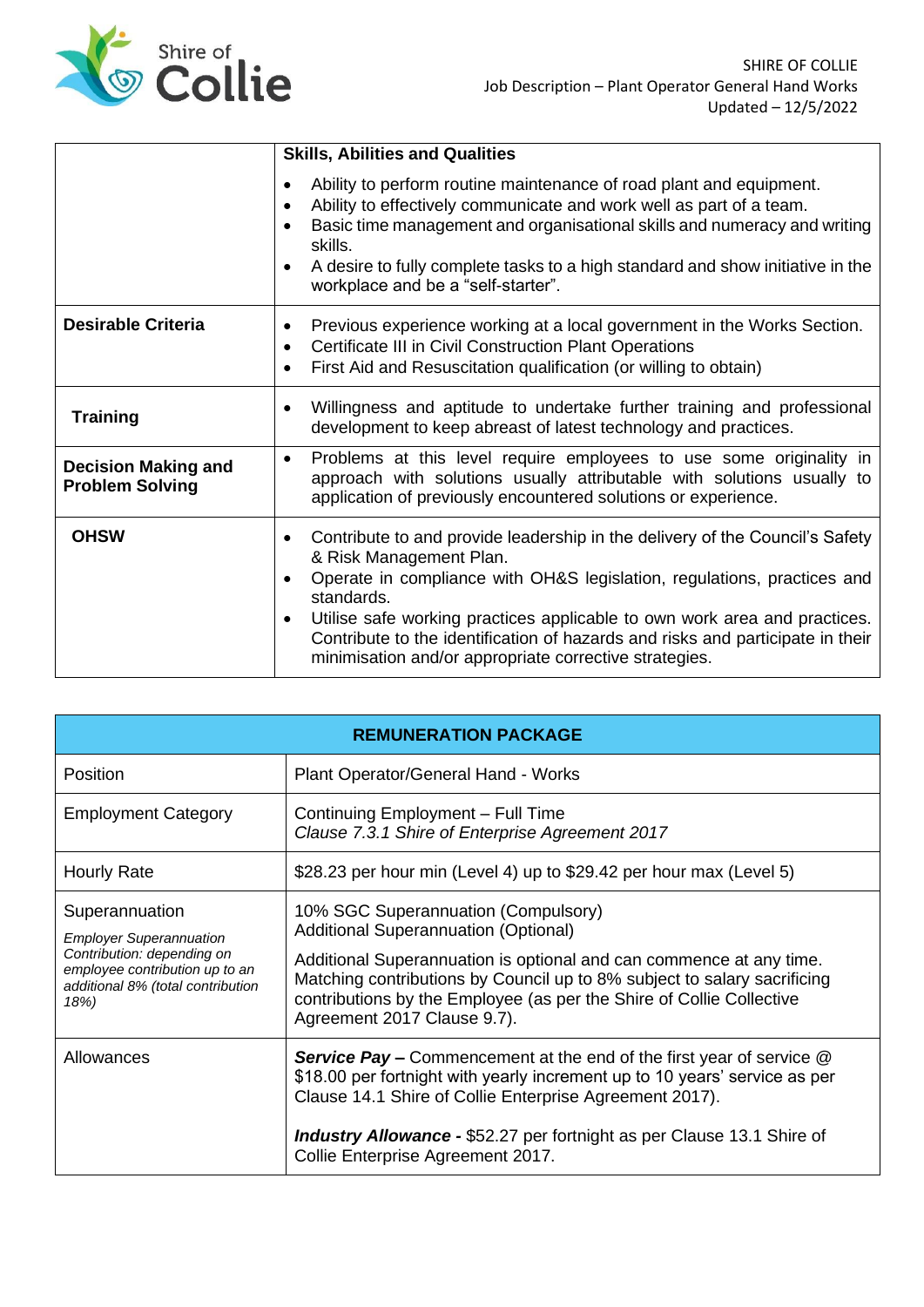| | **Skills, Abilities and Qualities** |
|---|---|
| | • Ability to perform routine maintenance of road plant and equipment.<br>• Ability to effectively communicate and work well as part of a team.<br>• Basic time management and organisational skills and numeracy and writing skills.<br>• A desire to fully complete tasks to a high standard and show initiative in the workplace and be a "self-starter". |
| **Desirable Criteria** | • Previous experience working at a local government in the Works Section.<br>• Certificate III in Civil Construction Plant Operations<br>• First Aid and Resuscitation qualification (or willing to obtain) |
| **Training** | • Willingness and aptitude to undertake further training and professional development to keep abreast of latest technology and practices. |
| **Decision Making and Problem Solving** | • Problems at this level require employees to use some originality in approach with solutions usually attributable with solutions usually to application of previously encountered solutions or experience. |
| **OHSW** | • Contribute to and provide leadership in the delivery of the Council's Safety & Risk Management Plan.<br>• Operate in compliance with OH&S legislation, regulations, practices and standards.<br>• Utilise safe working practices applicable to own work area and practices. Contribute to the identification of hazards and risks and participate in their minimisation and/or appropriate corrective strategies. |

| **REMUNERATION PACKAGE** | |
|---|---|
| Position | Plant Operator/General Hand - Works |
| Employment Category | Continuing Employment – Full Time<br>*Clause 7.3.1 Shire of Enterprise Agreement 2017* |
| Hourly Rate | $28.23 per hour min (Level 4) up to $29.42 per hour max (Level 5) |
| Superannuation<br>*Employer Superannuation Contribution: depending on employee contribution up to an additional 8% (total contribution 18%)* | 10% SGC Superannuation (Compulsory)<br>Additional Superannuation (Optional)<br><br>Additional Superannuation is optional and can commence at any time. Matching contributions by Council up to 8% subject to salary sacrificing contributions by the Employee (as per the Shire of Collie Collective Agreement 2017 Clause 9.7). |
| Allowances | ***Service Pay –*** Commencement at the end of the first year of service @ $18.00 per fortnight with yearly increment up to 10 years' service as per Clause 14.1 Shire of Collie Enterprise Agreement 2017).<br><br>***Industry Allowance -*** $52.27 per fortnight as per Clause 13.1 Shire of Collie Enterprise Agreement 2017. |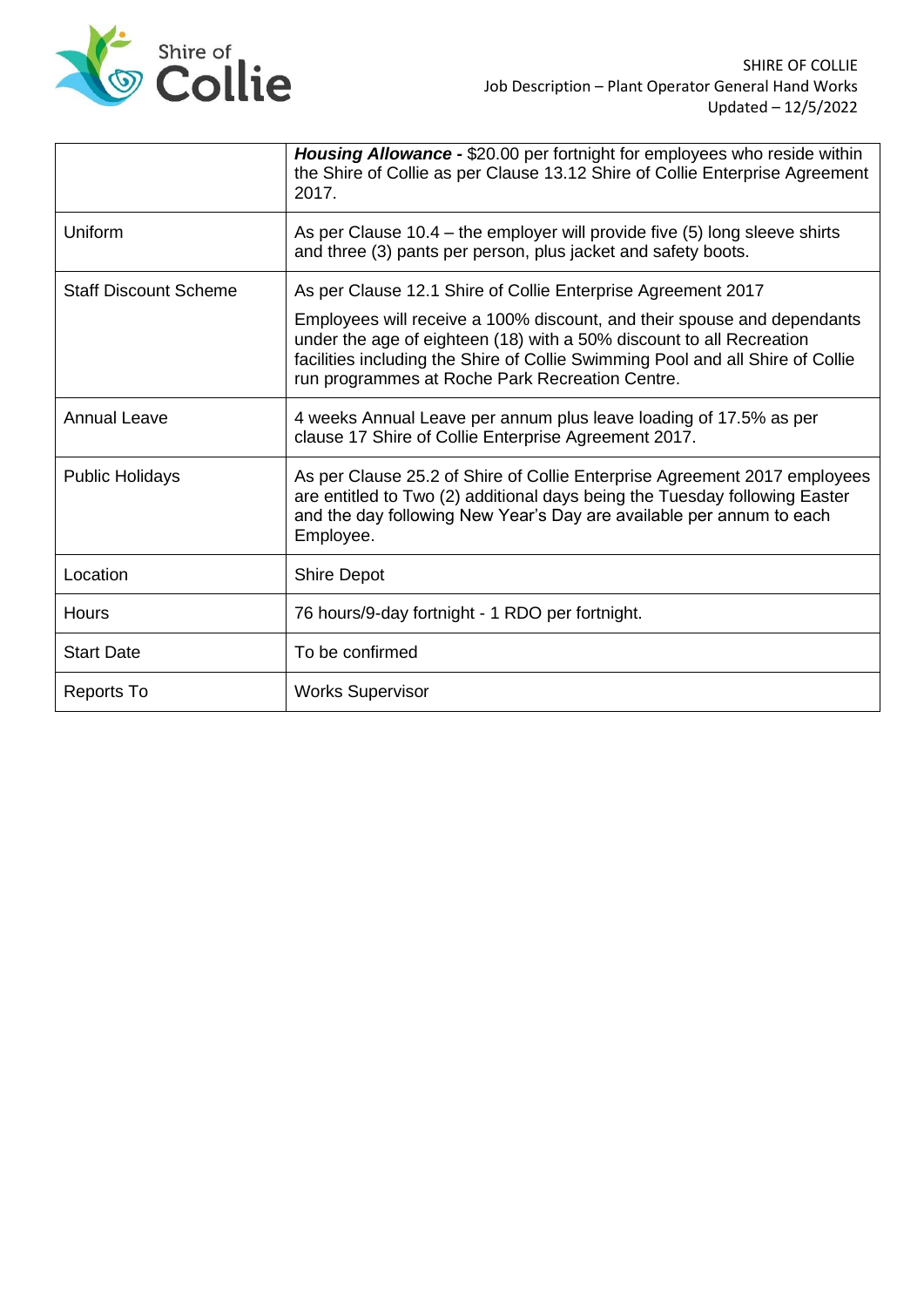| | |
|---|---|
| | ***Housing Allowance -*** \$20.00 per fortnight for employees who reside within the Shire of Collie as per Clause 13.12 Shire of Collie Enterprise Agreement 2017. |
| Uniform | As per Clause 10.4 – the employer will provide five (5) long sleeve shirts and three (3) pants per person, plus jacket and safety boots. |
| Staff Discount Scheme | As per Clause 12.1 Shire of Collie Enterprise Agreement 2017<br><br>Employees will receive a 100% discount, and their spouse and dependants under the age of eighteen (18) with a 50% discount to all Recreation facilities including the Shire of Collie Swimming Pool and all Shire of Collie run programmes at Roche Park Recreation Centre. |
| Annual Leave | 4 weeks Annual Leave per annum plus leave loading of 17.5% as per clause 17 Shire of Collie Enterprise Agreement 2017. |
| Public Holidays | As per Clause 25.2 of Shire of Collie Enterprise Agreement 2017 employees are entitled to Two (2) additional days being the Tuesday following Easter and the day following New Year's Day are available per annum to each Employee. |
| Location | Shire Depot |
| Hours | 76 hours/9-day fortnight - 1 RDO per fortnight. |
| Start Date | To be confirmed |
| Reports To | Works Supervisor |